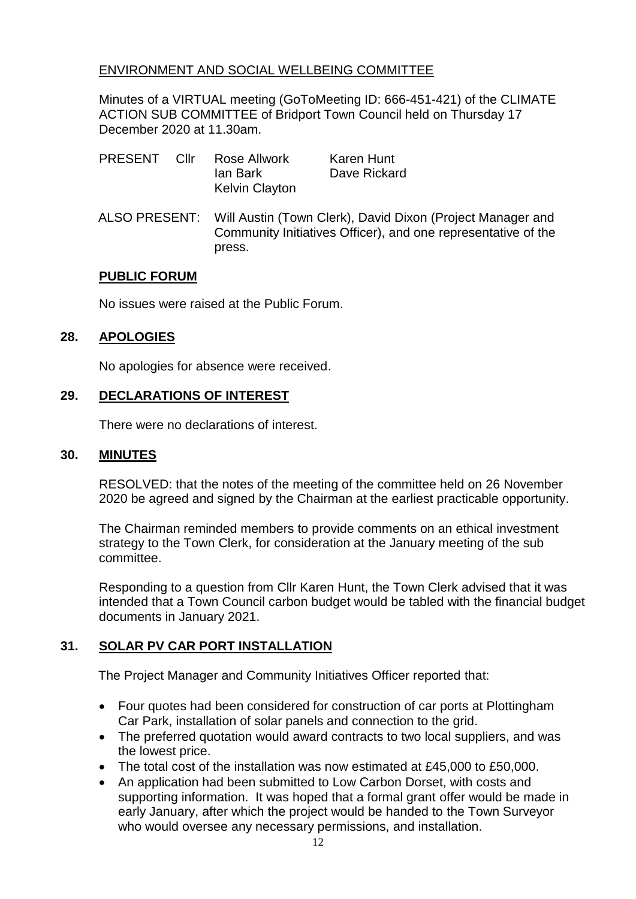ENVIRONMENT AND SOCIAL WELLBEING COMMITTEE

Minutes of a VIRTUAL meeting (GoToMeeting ID: 666-451-421) of the CLIMATE ACTION SUB COMMITTEE of Bridport Town Council held on Thursday 17 December 2020 at 11.30am.

PRESENT Cllr Rose Allwork, Ian Bark, Kelvin Clayton, Karen Hunt, Dave Rickard

ALSO PRESENT: Will Austin (Town Clerk), David Dixon (Project Manager and Community Initiatives Officer), and one representative of the press.

## PUBLIC FORUM

No issues were raised at the Public Forum.

## 28. APOLOGIES

No apologies for absence were received.

## 29. DECLARATIONS OF INTEREST

There were no declarations of interest.

## 30. MINUTES

RESOLVED: that the notes of the meeting of the committee held on 26 November 2020 be agreed and signed by the Chairman at the earliest practicable opportunity.

The Chairman reminded members to provide comments on an ethical investment strategy to the Town Clerk, for consideration at the January meeting of the sub committee.

Responding to a question from Cllr Karen Hunt, the Town Clerk advised that it was intended that a Town Council carbon budget would be tabled with the financial budget documents in January 2021.

## 31. SOLAR PV CAR PORT INSTALLATION

The Project Manager and Community Initiatives Officer reported that:

- Four quotes had been considered for construction of car ports at Plottingham Car Park, installation of solar panels and connection to the grid.
- The preferred quotation would award contracts to two local suppliers, and was the lowest price.
- The total cost of the installation was now estimated at £45,000 to £50,000.
- An application had been submitted to Low Carbon Dorset, with costs and supporting information. It was hoped that a formal grant offer would be made in early January, after which the project would be handed to the Town Surveyor who would oversee any necessary permissions, and installation.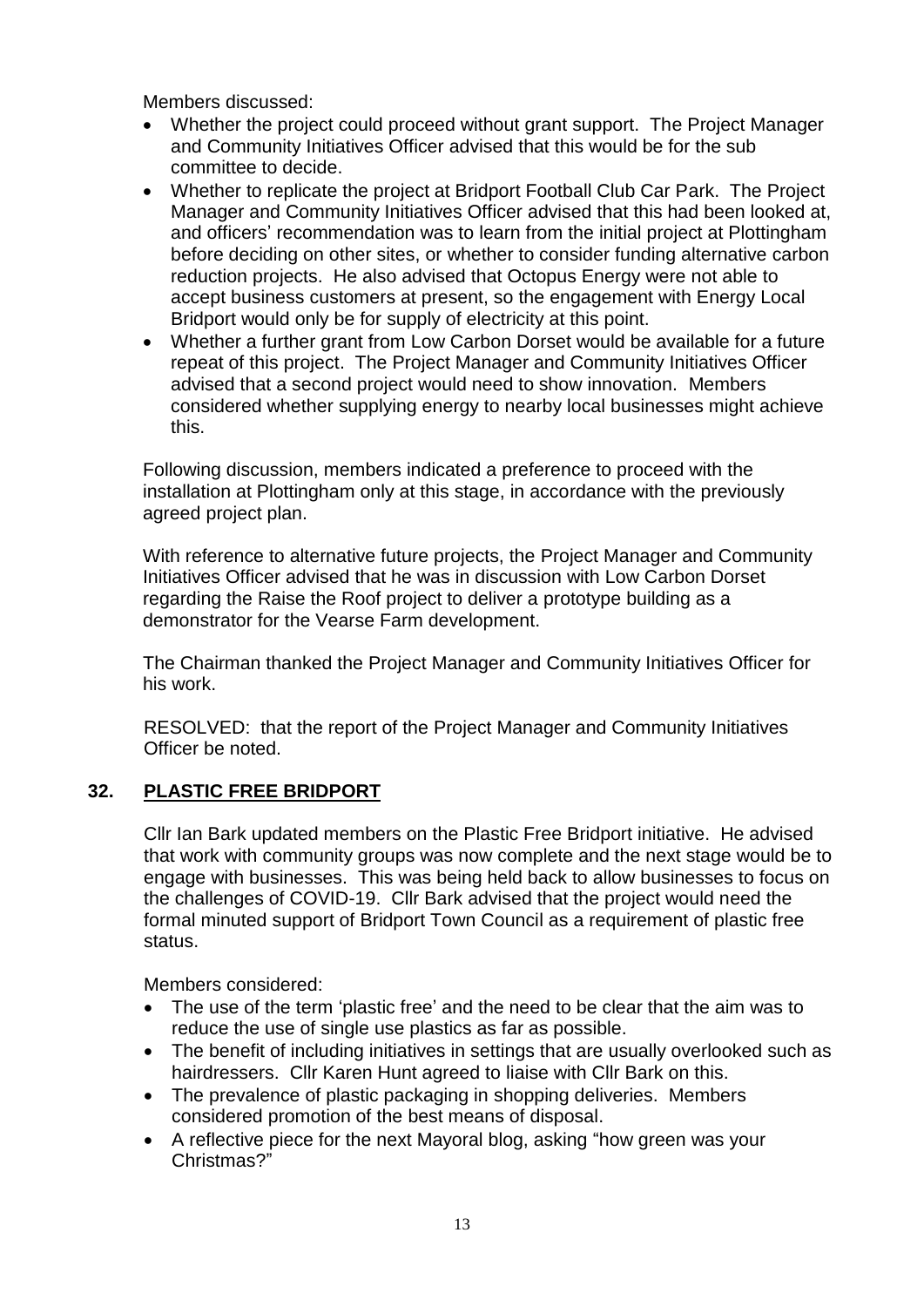Members discussed:

- Whether the project could proceed without grant support. The Project Manager and Community Initiatives Officer advised that this would be for the sub committee to decide.
- Whether to replicate the project at Bridport Football Club Car Park. The Project Manager and Community Initiatives Officer advised that this had been looked at, and officers' recommendation was to learn from the initial project at Plottingham before deciding on other sites, or whether to consider funding alternative carbon reduction projects. He also advised that Octopus Energy were not able to accept business customers at present, so the engagement with Energy Local Bridport would only be for supply of electricity at this point.
- Whether a further grant from Low Carbon Dorset would be available for a future repeat of this project. The Project Manager and Community Initiatives Officer advised that a second project would need to show innovation. Members considered whether supplying energy to nearby local businesses might achieve this.

Following discussion, members indicated a preference to proceed with the installation at Plottingham only at this stage, in accordance with the previously agreed project plan.

With reference to alternative future projects, the Project Manager and Community Initiatives Officer advised that he was in discussion with Low Carbon Dorset regarding the Raise the Roof project to deliver a prototype building as a demonstrator for the Vearse Farm development.

The Chairman thanked the Project Manager and Community Initiatives Officer for his work.

RESOLVED: that the report of the Project Manager and Community Initiatives Officer be noted.

## 32. PLASTIC FREE BRIDPORT

Cllr Ian Bark updated members on the Plastic Free Bridport initiative. He advised that work with community groups was now complete and the next stage would be to engage with businesses. This was being held back to allow businesses to focus on the challenges of COVID-19. Cllr Bark advised that the project would need the formal minuted support of Bridport Town Council as a requirement of plastic free status.

Members considered:

- The use of the term 'plastic free' and the need to be clear that the aim was to reduce the use of single use plastics as far as possible.
- The benefit of including initiatives in settings that are usually overlooked such as hairdressers. Cllr Karen Hunt agreed to liaise with Cllr Bark on this.
- The prevalence of plastic packaging in shopping deliveries. Members considered promotion of the best means of disposal.
- A reflective piece for the next Mayoral blog, asking "how green was your Christmas?"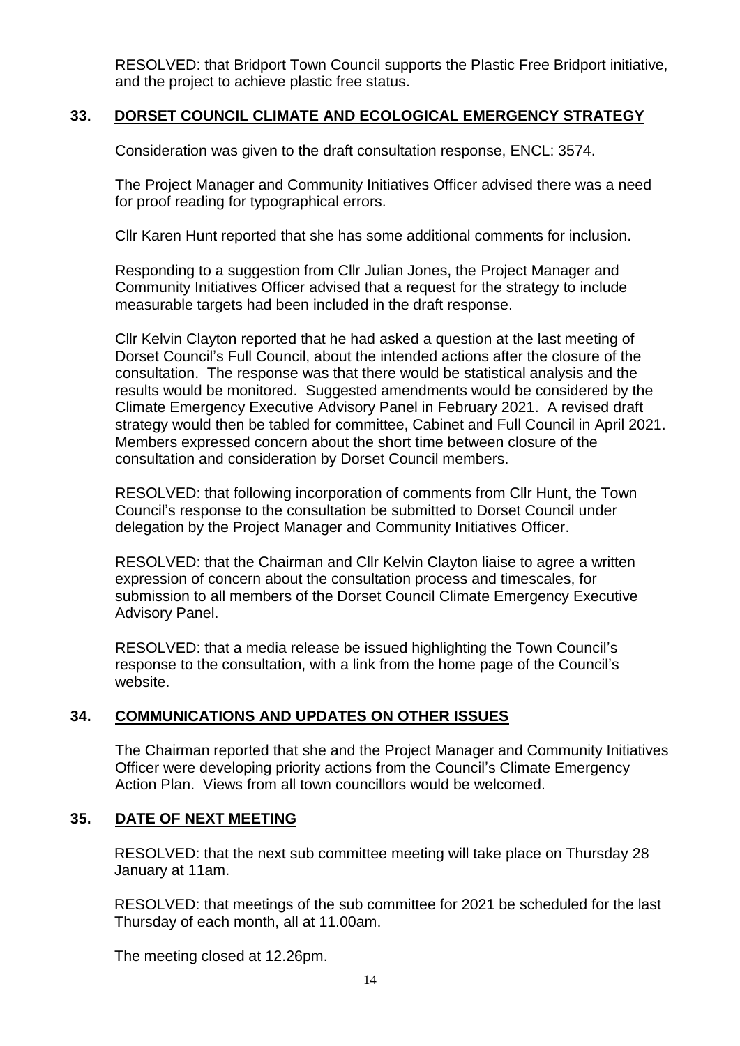RESOLVED: that Bridport Town Council supports the Plastic Free Bridport initiative, and the project to achieve plastic free status.

## 33. DORSET COUNCIL CLIMATE AND ECOLOGICAL EMERGENCY STRATEGY

Consideration was given to the draft consultation response, ENCL: 3574.

The Project Manager and Community Initiatives Officer advised there was a need for proof reading for typographical errors.

Cllr Karen Hunt reported that she has some additional comments for inclusion.

Responding to a suggestion from Cllr Julian Jones, the Project Manager and Community Initiatives Officer advised that a request for the strategy to include measurable targets had been included in the draft response.

Cllr Kelvin Clayton reported that he had asked a question at the last meeting of Dorset Council's Full Council, about the intended actions after the closure of the consultation. The response was that there would be statistical analysis and the results would be monitored. Suggested amendments would be considered by the Climate Emergency Executive Advisory Panel in February 2021. A revised draft strategy would then be tabled for committee, Cabinet and Full Council in April 2021. Members expressed concern about the short time between closure of the consultation and consideration by Dorset Council members.

RESOLVED: that following incorporation of comments from Cllr Hunt, the Town Council's response to the consultation be submitted to Dorset Council under delegation by the Project Manager and Community Initiatives Officer.

RESOLVED: that the Chairman and Cllr Kelvin Clayton liaise to agree a written expression of concern about the consultation process and timescales, for submission to all members of the Dorset Council Climate Emergency Executive Advisory Panel.

RESOLVED: that a media release be issued highlighting the Town Council's response to the consultation, with a link from the home page of the Council's website.

## 34. COMMUNICATIONS AND UPDATES ON OTHER ISSUES

The Chairman reported that she and the Project Manager and Community Initiatives Officer were developing priority actions from the Council's Climate Emergency Action Plan. Views from all town councillors would be welcomed.

## 35. DATE OF NEXT MEETING

RESOLVED: that the next sub committee meeting will take place on Thursday 28 January at 11am.

RESOLVED: that meetings of the sub committee for 2021 be scheduled for the last Thursday of each month, all at 11.00am.

The meeting closed at 12.26pm.